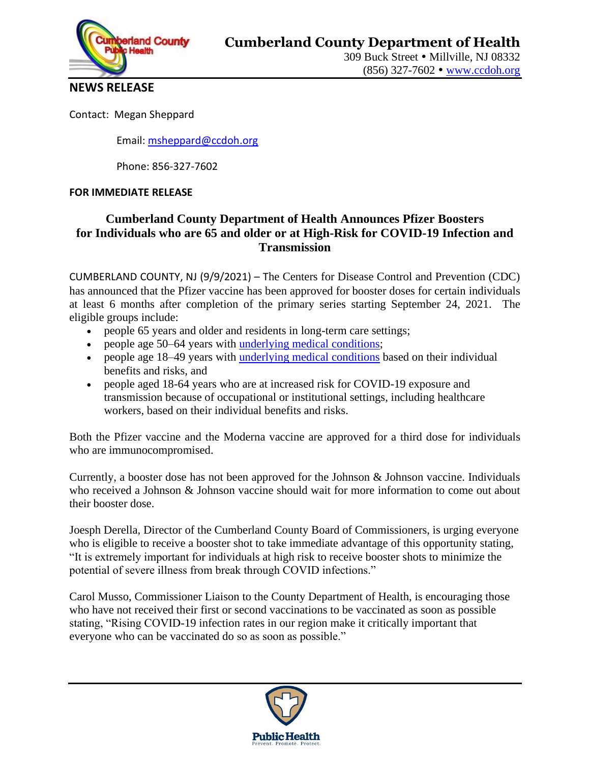# Cumberland County Department of Health

309 Buck Street • Millville, NJ 08332
(856) 327-7602 • www.ccdoh.org

## NEWS RELEASE

Contact: Megan Sheppard

Email: msheppard@ccdoh.org

Phone: 856-327-7602

**FOR IMMEDIATE RELEASE**

## Cumberland County Department of Health Announces Pfizer Boosters for Individuals who are 65 and older or at High-Risk for COVID-19 Infection and Transmission

CUMBERLAND COUNTY, NJ (9/9/2021) – The Centers for Disease Control and Prevention (CDC) has announced that the Pfizer vaccine has been approved for booster doses for certain individuals at least 6 months after completion of the primary series starting September 24, 2021. The eligible groups include:

- people 65 years and older and residents in long-term care settings;
- people age 50–64 years with underlying medical conditions;
- people age 18–49 years with underlying medical conditions based on their individual benefits and risks, and
- people aged 18-64 years who are at increased risk for COVID-19 exposure and transmission because of occupational or institutional settings, including healthcare workers, based on their individual benefits and risks.

Both the Pfizer vaccine and the Moderna vaccine are approved for a third dose for individuals who are immunocompromised.

Currently, a booster dose has not been approved for the Johnson & Johnson vaccine. Individuals who received a Johnson & Johnson vaccine should wait for more information to come out about their booster dose.

Joesph Derella, Director of the Cumberland County Board of Commissioners, is urging everyone who is eligible to receive a booster shot to take immediate advantage of this opportunity stating, "It is extremely important for individuals at high risk to receive booster shots to minimize the potential of severe illness from break through COVID infections."

Carol Musso, Commissioner Liaison to the County Department of Health, is encouraging those who have not received their first or second vaccinations to be vaccinated as soon as possible stating, "Rising COVID-19 infection rates in our region make it critically important that everyone who can be vaccinated do so as soon as possible."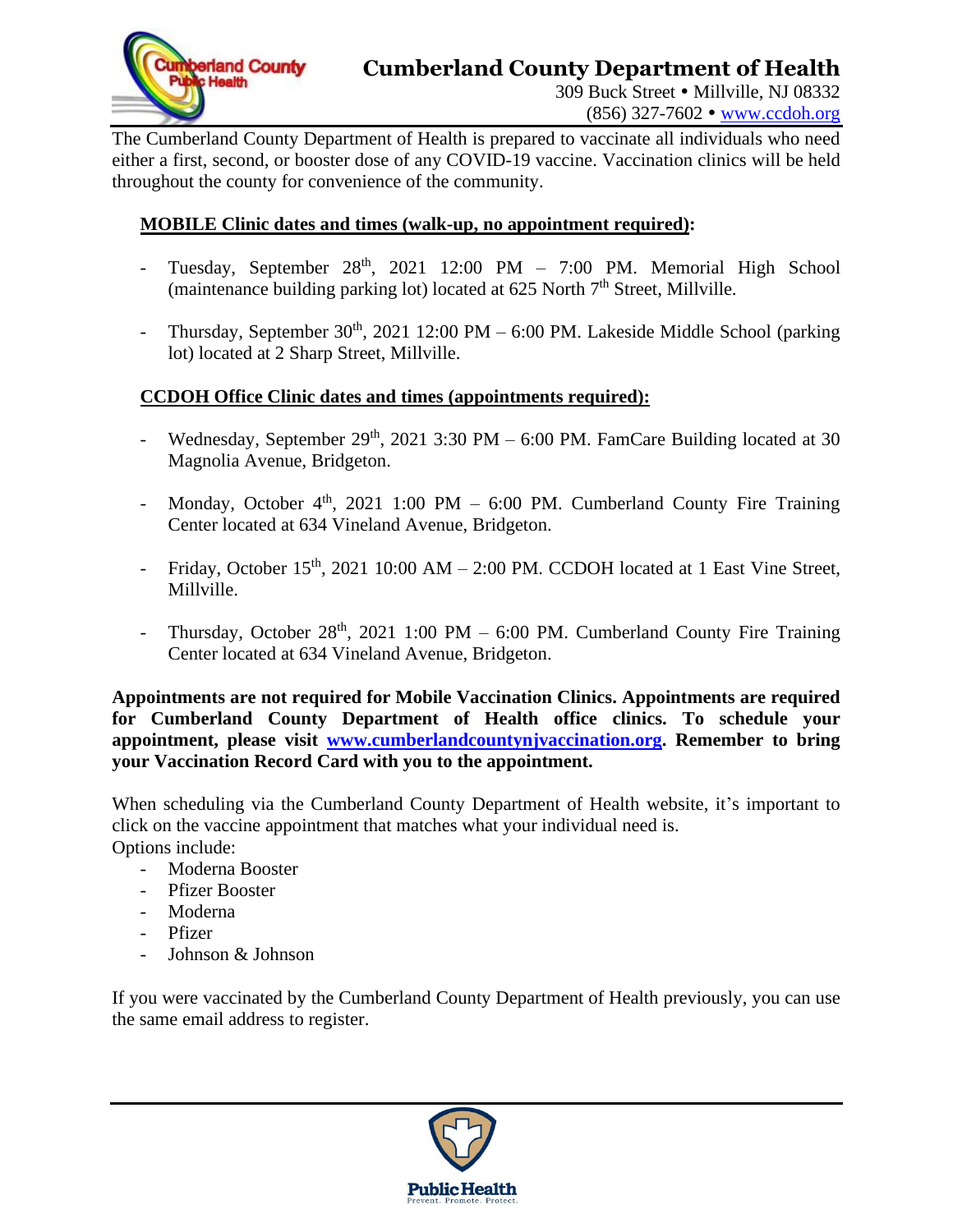# Cumberland County Department of Health

309 Buck Street • Millville, NJ 08332
(856) 327-7602 • www.ccdoh.org

The Cumberland County Department of Health is prepared to vaccinate all individuals who need either a first, second, or booster dose of any COVID-19 vaccine. Vaccination clinics will be held throughout the county for convenience of the community.

**MOBILE Clinic dates and times (walk-up, no appointment required):**

- Tuesday, September 28th, 2021 12:00 PM – 7:00 PM. Memorial High School (maintenance building parking lot) located at 625 North 7th Street, Millville.
- Thursday, September 30th, 2021 12:00 PM – 6:00 PM. Lakeside Middle School (parking lot) located at 2 Sharp Street, Millville.

**CCDOH Office Clinic dates and times (appointments required):**

- Wednesday, September 29th, 2021 3:30 PM – 6:00 PM. FamCare Building located at 30 Magnolia Avenue, Bridgeton.
- Monday, October 4th, 2021 1:00 PM – 6:00 PM. Cumberland County Fire Training Center located at 634 Vineland Avenue, Bridgeton.
- Friday, October 15th, 2021 10:00 AM – 2:00 PM. CCDOH located at 1 East Vine Street, Millville.
- Thursday, October 28th, 2021 1:00 PM – 6:00 PM. Cumberland County Fire Training Center located at 634 Vineland Avenue, Bridgeton.

**Appointments are not required for Mobile Vaccination Clinics. Appointments are required for Cumberland County Department of Health office clinics. To schedule your appointment, please visit www.cumberlandcountynjvaccination.org. Remember to bring your Vaccination Record Card with you to the appointment.**

When scheduling via the Cumberland County Department of Health website, it's important to click on the vaccine appointment that matches what your individual need is.
Options include:

- Moderna Booster
- Pfizer Booster
- Moderna
- Pfizer
- Johnson & Johnson

If you were vaccinated by the Cumberland County Department of Health previously, you can use the same email address to register.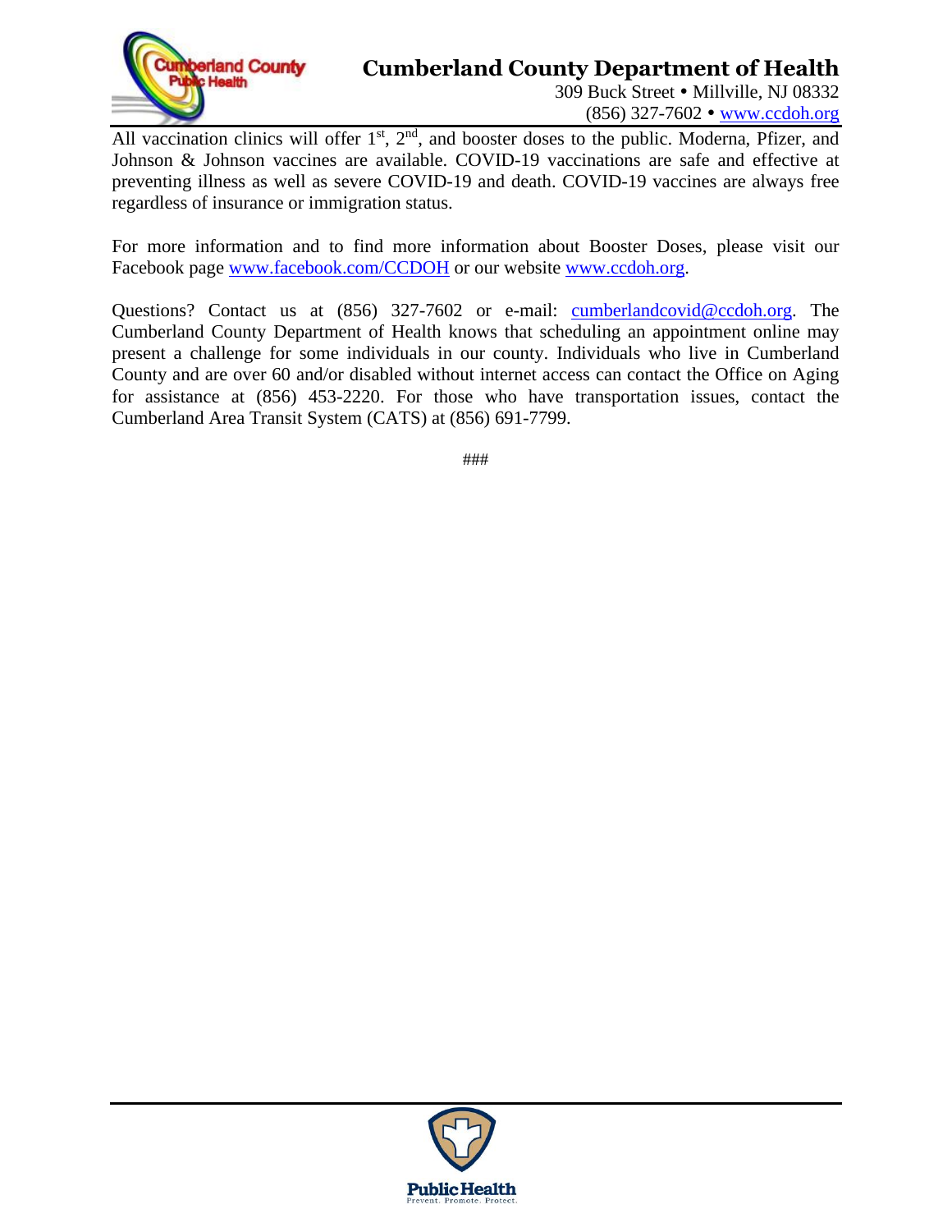All vaccination clinics will offer 1st, 2nd, and booster doses to the public. Moderna, Pfizer, and Johnson & Johnson vaccines are available. COVID-19 vaccinations are safe and effective at preventing illness as well as severe COVID-19 and death. COVID-19 vaccines are always free regardless of insurance or immigration status.

For more information and to find more information about Booster Doses, please visit our Facebook page www.facebook.com/CCDOH or our website www.ccdoh.org.

Questions? Contact us at (856) 327-7602 or e-mail: cumberlandcovid@ccdoh.org. The Cumberland County Department of Health knows that scheduling an appointment online may present a challenge for some individuals in our county. Individuals who live in Cumberland County and are over 60 and/or disabled without internet access can contact the Office on Aging for assistance at (856) 453-2220. For those who have transportation issues, contact the Cumberland Area Transit System (CATS) at (856) 691-7799.

###